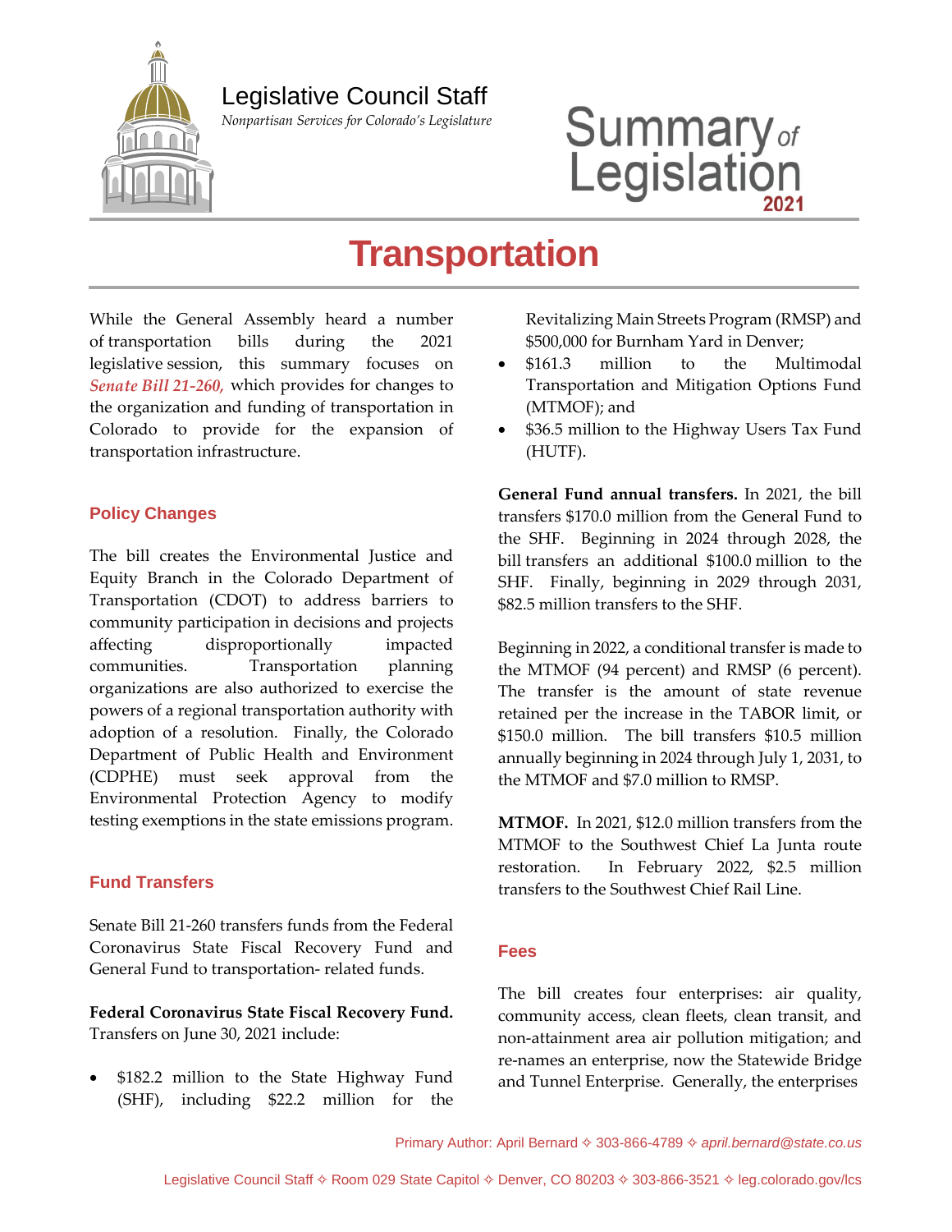Legislative Council Staff

*Nonpartisan Services for Colorado's Legislature*

Summary of Legislation 2021

# Transportation

While the General Assembly heard a number of transportation bills during the 2021 legislative session, this summary focuses on ***Senate Bill 21-260,*** which provides for changes to the organization and funding of transportation in Colorado to provide for the expansion of transportation infrastructure.

## Policy Changes

The bill creates the Environmental Justice and Equity Branch in the Colorado Department of Transportation (CDOT) to address barriers to community participation in decisions and projects affecting disproportionally impacted communities. Transportation planning organizations are also authorized to exercise the powers of a regional transportation authority with adoption of a resolution. Finally, the Colorado Department of Public Health and Environment (CDPHE) must seek approval from the Environmental Protection Agency to modify testing exemptions in the state emissions program.

## Fund Transfers

Senate Bill 21-260 transfers funds from the Federal Coronavirus State Fiscal Recovery Fund and General Fund to transportation- related funds.

**Federal Coronavirus State Fiscal Recovery Fund.** Transfers on June 30, 2021 include:

- $182.2 million to the State Highway Fund (SHF), including $22.2 million for the Revitalizing Main Streets Program (RMSP) and $500,000 for Burnham Yard in Denver;
- $161.3 million to the Multimodal Transportation and Mitigation Options Fund (MTMOF); and
- $36.5 million to the Highway Users Tax Fund (HUTF).

**General Fund annual transfers.** In 2021, the bill transfers $170.0 million from the General Fund to the SHF. Beginning in 2024 through 2028, the bill transfers an additional $100.0 million to the SHF. Finally, beginning in 2029 through 2031, $82.5 million transfers to the SHF.

Beginning in 2022, a conditional transfer is made to the MTMOF (94 percent) and RMSP (6 percent). The transfer is the amount of state revenue retained per the increase in the TABOR limit, or $150.0 million. The bill transfers $10.5 million annually beginning in 2024 through July 1, 2031, to the MTMOF and $7.0 million to RMSP.

**MTMOF.** In 2021, $12.0 million transfers from the MTMOF to the Southwest Chief La Junta route restoration. In February 2022, $2.5 million transfers to the Southwest Chief Rail Line.

## Fees

The bill creates four enterprises: air quality, community access, clean fleets, clean transit, and non-attainment area air pollution mitigation; and re-names an enterprise, now the Statewide Bridge and Tunnel Enterprise. Generally, the enterprises

Primary Author: April Bernard ✧ 303-866-4789 ✧ *april.bernard@state.co.us*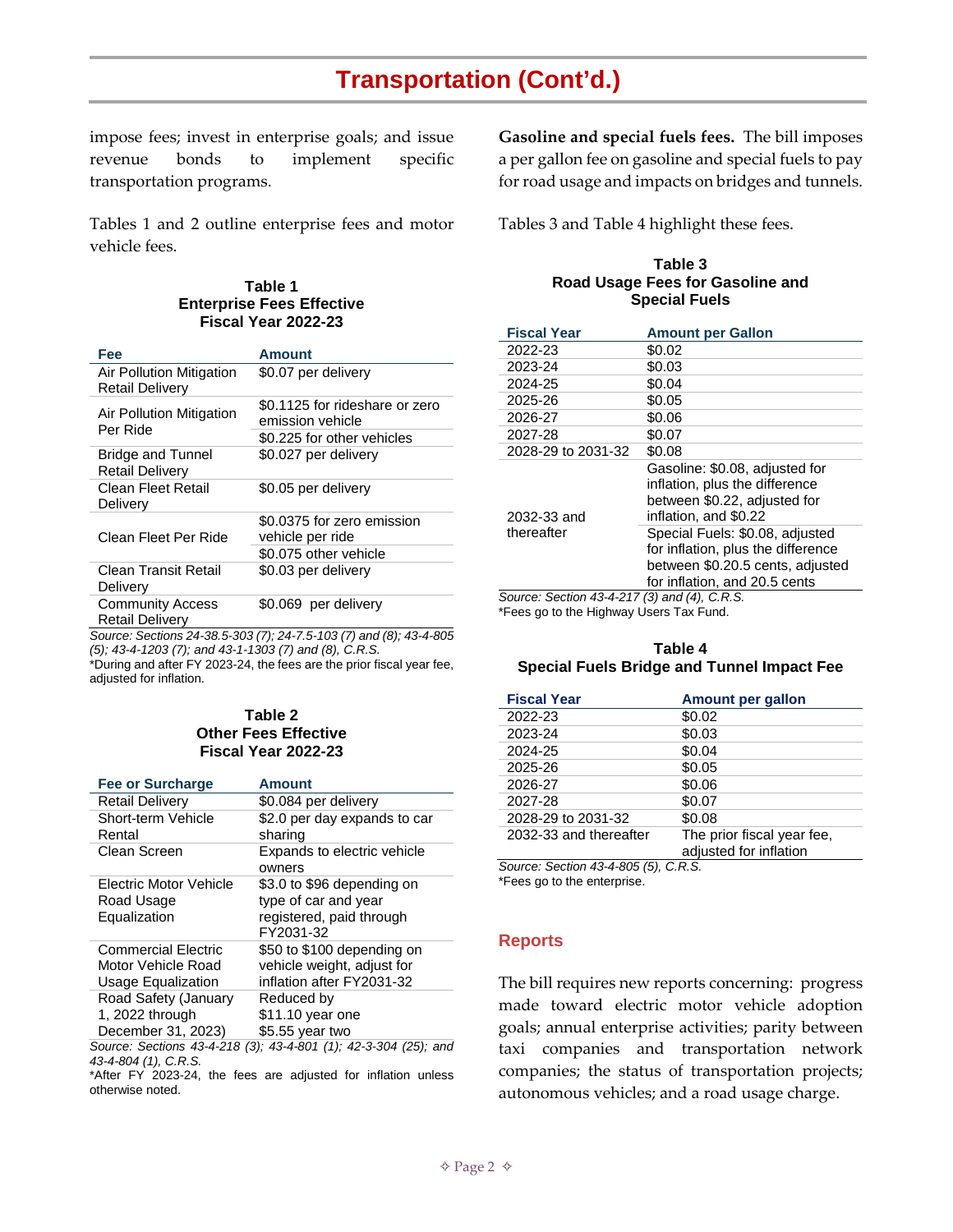# Transportation (Cont'd.)

impose fees; invest in enterprise goals; and issue revenue bonds to implement specific transportation programs.

Tables 1 and 2 outline enterprise fees and motor vehicle fees.

**Table 1**
**Enterprise Fees Effective Fiscal Year 2022-23**

| Fee | Amount |
|---|---|
| Air Pollution Mitigation Retail Delivery | $0.07 per delivery |
| Air Pollution Mitigation Per Ride | $0.1125 for rideshare or zero emission vehicle |
| | $0.225 for other vehicles |
| Bridge and Tunnel Retail Delivery | $0.027 per delivery |
| Clean Fleet Retail Delivery | $0.05 per delivery |
| Clean Fleet Per Ride | $0.0375 for zero emission vehicle per ride |
| | $0.075 other vehicle |
| Clean Transit Retail Delivery | $0.03 per delivery |
| Community Access Retail Delivery | $0.069 per delivery |

*Source: Sections 24-38.5-303 (7); 24-7.5-103 (7) and (8); 43-4-805 (5); 43-4-1203 (7); and 43-1-1303 (7) and (8), C.R.S.*
*During and after FY 2023-24, the fees are the prior fiscal year fee, adjusted for inflation.

**Table 2**
**Other Fees Effective Fiscal Year 2022-23**

| Fee or Surcharge | Amount |
|---|---|
| Retail Delivery | $0.084 per delivery |
| Short-term Vehicle Rental | $2.0 per day expands to car sharing |
| Clean Screen | Expands to electric vehicle owners |
| Electric Motor Vehicle Road Usage Equalization | $3.0 to $96 depending on type of car and year registered, paid through FY2031-32 |
| Commercial Electric Motor Vehicle Road Usage Equalization | $50 to $100 depending on vehicle weight, adjust for inflation after FY2031-32 |
| Road Safety (January 1, 2022 through December 31, 2023) | Reduced by $11.10 year one $5.55 year two |

*Source: Sections 43-4-218 (3); 43-4-801 (1); 42-3-304 (25); and 43-4-804 (1), C.R.S.*
*After FY 2023-24, the fees are adjusted for inflation unless otherwise noted.

**Gasoline and special fuels fees.** The bill imposes a per gallon fee on gasoline and special fuels to pay for road usage and impacts on bridges and tunnels.

Tables 3 and Table 4 highlight these fees.

**Table 3**
**Road Usage Fees for Gasoline and Special Fuels**

| Fiscal Year | Amount per Gallon |
|---|---|
| 2022-23 | $0.02 |
| 2023-24 | $0.03 |
| 2024-25 | $0.04 |
| 2025-26 | $0.05 |
| 2026-27 | $0.06 |
| 2027-28 | $0.07 |
| 2028-29 to 2031-32 | $0.08 |
| 2032-33 and thereafter | Gasoline: $0.08, adjusted for inflation, plus the difference between $0.22, adjusted for inflation, and $0.22 |
| | Special Fuels: $0.08, adjusted for inflation, plus the difference between $0.20.5 cents, adjusted for inflation, and 20.5 cents |

*Source: Section 43-4-217 (3) and (4), C.R.S.*
*Fees go to the Highway Users Tax Fund.

**Table 4**
**Special Fuels Bridge and Tunnel Impact Fee**

| Fiscal Year | Amount per gallon |
|---|---|
| 2022-23 | $0.02 |
| 2023-24 | $0.03 |
| 2024-25 | $0.04 |
| 2025-26 | $0.05 |
| 2026-27 | $0.06 |
| 2027-28 | $0.07 |
| 2028-29 to 2031-32 | $0.08 |
| 2032-33 and thereafter | The prior fiscal year fee, adjusted for inflation |

*Source: Section 43-4-805 (5), C.R.S.*
*Fees go to the enterprise.

## Reports

The bill requires new reports concerning: progress made toward electric motor vehicle adoption goals; annual enterprise activities; parity between taxi companies and transportation network companies; the status of transportation projects; autonomous vehicles; and a road usage charge.